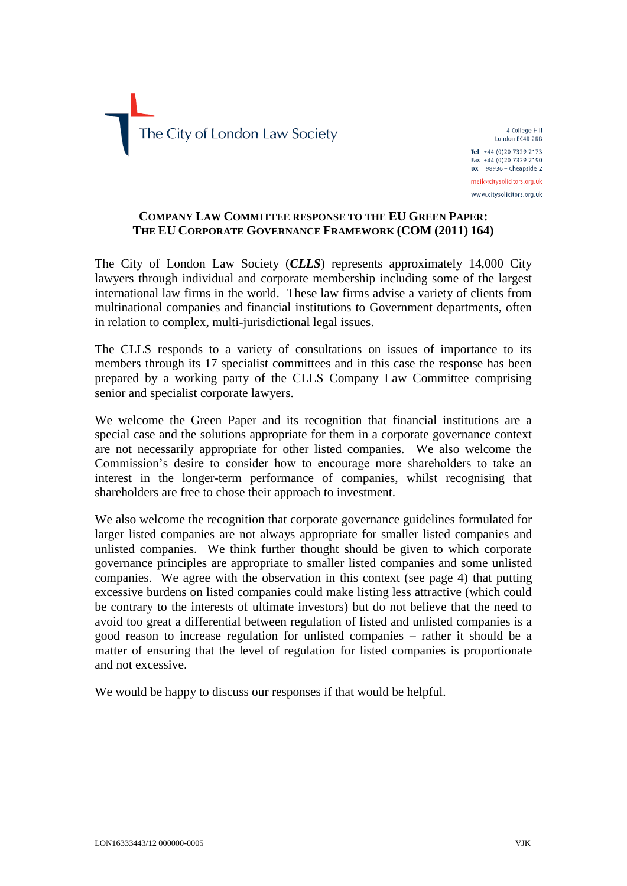The City of London Law Society

4 College Hill
London EC4R 2RB

Tel +44 (0)20 7329 2173
Fax +44 (0)20 7329 2190
DX 98936 – Cheapside 2

mail@citysolicitors.org.uk
www.citysolicitors.org.uk

## Company Law Committee response to the EU Green Paper: The EU Corporate Governance Framework (COM (2011) 164)

The City of London Law Society (***CLLS***) represents approximately 14,000 City lawyers through individual and corporate membership including some of the largest international law firms in the world. These law firms advise a variety of clients from multinational companies and financial institutions to Government departments, often in relation to complex, multi-jurisdictional legal issues.

The CLLS responds to a variety of consultations on issues of importance to its members through its 17 specialist committees and in this case the response has been prepared by a working party of the CLLS Company Law Committee comprising senior and specialist corporate lawyers.

We welcome the Green Paper and its recognition that financial institutions are a special case and the solutions appropriate for them in a corporate governance context are not necessarily appropriate for other listed companies. We also welcome the Commission's desire to consider how to encourage more shareholders to take an interest in the longer-term performance of companies, whilst recognising that shareholders are free to chose their approach to investment.

We also welcome the recognition that corporate governance guidelines formulated for larger listed companies are not always appropriate for smaller listed companies and unlisted companies. We think further thought should be given to which corporate governance principles are appropriate to smaller listed companies and some unlisted companies. We agree with the observation in this context (see page 4) that putting excessive burdens on listed companies could make listing less attractive (which could be contrary to the interests of ultimate investors) but do not believe that the need to avoid too great a differential between regulation of listed and unlisted companies is a good reason to increase regulation for unlisted companies – rather it should be a matter of ensuring that the level of regulation for listed companies is proportionate and not excessive.

We would be happy to discuss our responses if that would be helpful.

LON16333443/12 000000-0005 VJK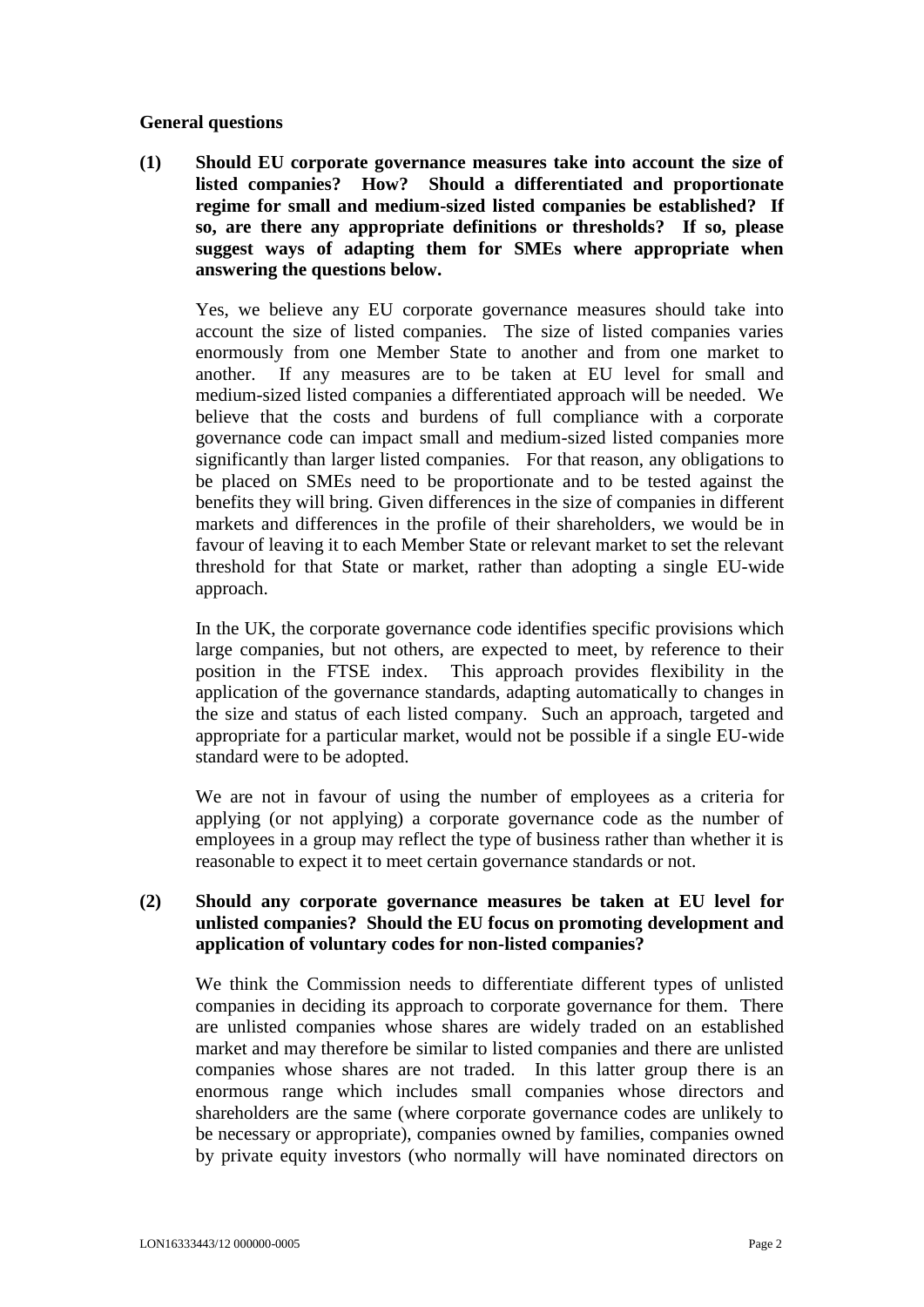**General questions**

**(1) Should EU corporate governance measures take into account the size of listed companies? How? Should a differentiated and proportionate regime for small and medium-sized listed companies be established? If so, are there any appropriate definitions or thresholds? If so, please suggest ways of adapting them for SMEs where appropriate when answering the questions below.**

Yes, we believe any EU corporate governance measures should take into account the size of listed companies. The size of listed companies varies enormously from one Member State to another and from one market to another. If any measures are to be taken at EU level for small and medium-sized listed companies a differentiated approach will be needed. We believe that the costs and burdens of full compliance with a corporate governance code can impact small and medium-sized listed companies more significantly than larger listed companies. For that reason, any obligations to be placed on SMEs need to be proportionate and to be tested against the benefits they will bring. Given differences in the size of companies in different markets and differences in the profile of their shareholders, we would be in favour of leaving it to each Member State or relevant market to set the relevant threshold for that State or market, rather than adopting a single EU-wide approach.

In the UK, the corporate governance code identifies specific provisions which large companies, but not others, are expected to meet, by reference to their position in the FTSE index. This approach provides flexibility in the application of the governance standards, adapting automatically to changes in the size and status of each listed company. Such an approach, targeted and appropriate for a particular market, would not be possible if a single EU-wide standard were to be adopted.

We are not in favour of using the number of employees as a criteria for applying (or not applying) a corporate governance code as the number of employees in a group may reflect the type of business rather than whether it is reasonable to expect it to meet certain governance standards or not.

**(2) Should any corporate governance measures be taken at EU level for unlisted companies? Should the EU focus on promoting development and application of voluntary codes for non-listed companies?**

We think the Commission needs to differentiate different types of unlisted companies in deciding its approach to corporate governance for them. There are unlisted companies whose shares are widely traded on an established market and may therefore be similar to listed companies and there are unlisted companies whose shares are not traded. In this latter group there is an enormous range which includes small companies whose directors and shareholders are the same (where corporate governance codes are unlikely to be necessary or appropriate), companies owned by families, companies owned by private equity investors (who normally will have nominated directors on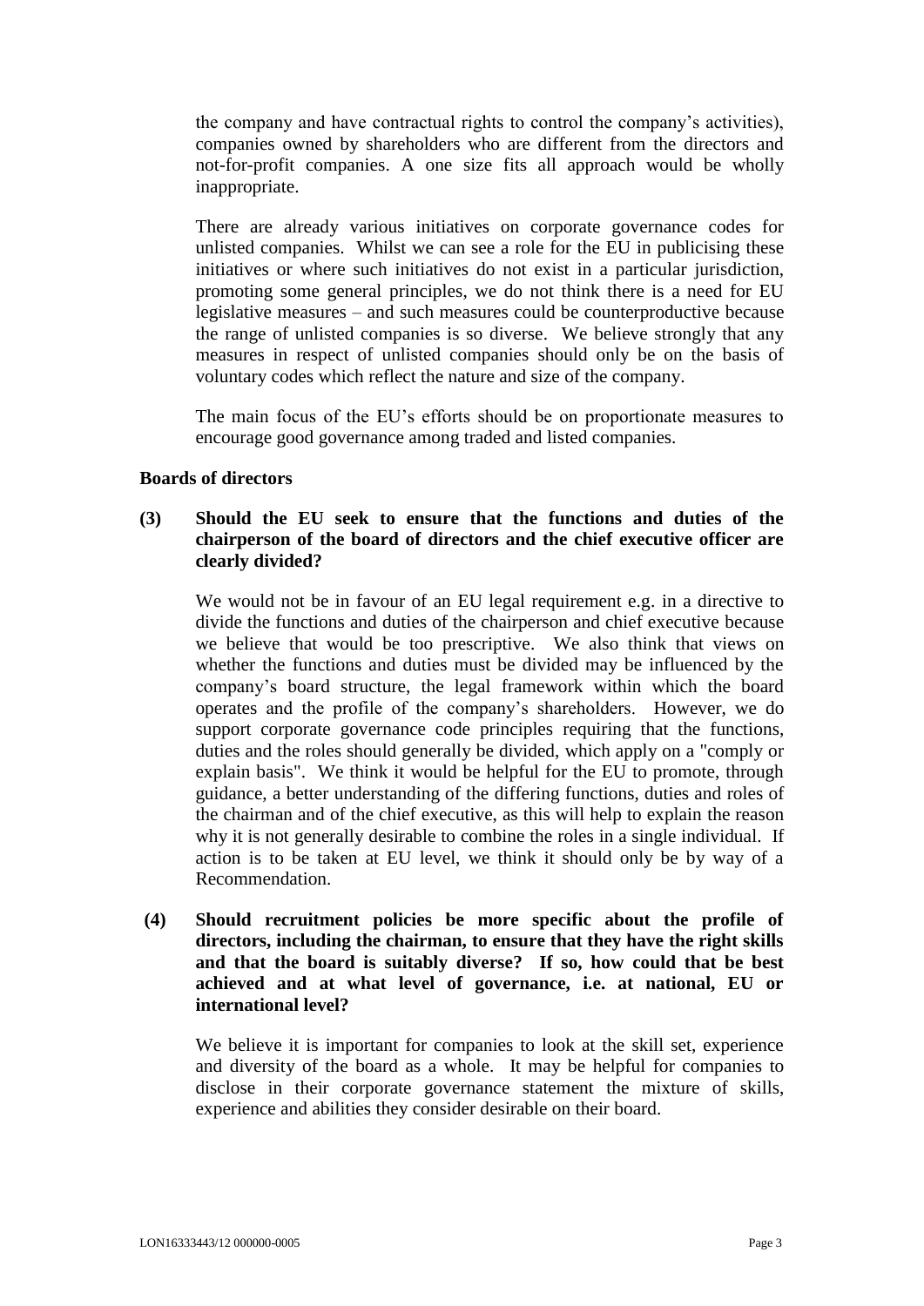the company and have contractual rights to control the company's activities), companies owned by shareholders who are different from the directors and not-for-profit companies. A one size fits all approach would be wholly inappropriate.

There are already various initiatives on corporate governance codes for unlisted companies. Whilst we can see a role for the EU in publicising these initiatives or where such initiatives do not exist in a particular jurisdiction, promoting some general principles, we do not think there is a need for EU legislative measures – and such measures could be counterproductive because the range of unlisted companies is so diverse. We believe strongly that any measures in respect of unlisted companies should only be on the basis of voluntary codes which reflect the nature and size of the company.

The main focus of the EU's efforts should be on proportionate measures to encourage good governance among traded and listed companies.

**Boards of directors**

**(3) Should the EU seek to ensure that the functions and duties of the chairperson of the board of directors and the chief executive officer are clearly divided?**

We would not be in favour of an EU legal requirement e.g. in a directive to divide the functions and duties of the chairperson and chief executive because we believe that would be too prescriptive. We also think that views on whether the functions and duties must be divided may be influenced by the company's board structure, the legal framework within which the board operates and the profile of the company's shareholders. However, we do support corporate governance code principles requiring that the functions, duties and the roles should generally be divided, which apply on a "comply or explain basis". We think it would be helpful for the EU to promote, through guidance, a better understanding of the differing functions, duties and roles of the chairman and of the chief executive, as this will help to explain the reason why it is not generally desirable to combine the roles in a single individual. If action is to be taken at EU level, we think it should only be by way of a Recommendation.

**(4) Should recruitment policies be more specific about the profile of directors, including the chairman, to ensure that they have the right skills and that the board is suitably diverse? If so, how could that be best achieved and at what level of governance, i.e. at national, EU or international level?**

We believe it is important for companies to look at the skill set, experience and diversity of the board as a whole. It may be helpful for companies to disclose in their corporate governance statement the mixture of skills, experience and abilities they consider desirable on their board.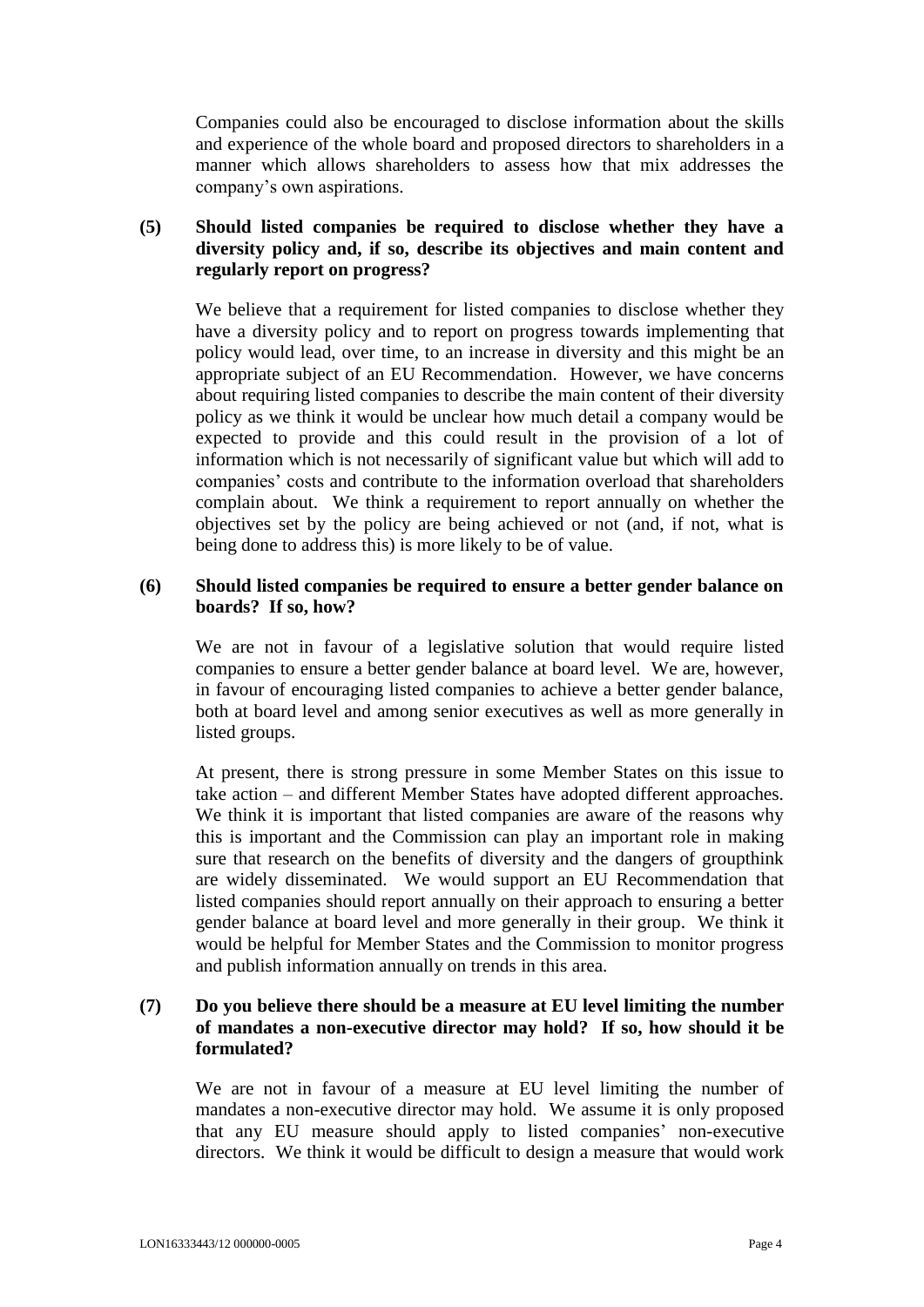Companies could also be encouraged to disclose information about the skills and experience of the whole board and proposed directors to shareholders in a manner which allows shareholders to assess how that mix addresses the company's own aspirations.

**(5) Should listed companies be required to disclose whether they have a diversity policy and, if so, describe its objectives and main content and regularly report on progress?**

We believe that a requirement for listed companies to disclose whether they have a diversity policy and to report on progress towards implementing that policy would lead, over time, to an increase in diversity and this might be an appropriate subject of an EU Recommendation. However, we have concerns about requiring listed companies to describe the main content of their diversity policy as we think it would be unclear how much detail a company would be expected to provide and this could result in the provision of a lot of information which is not necessarily of significant value but which will add to companies' costs and contribute to the information overload that shareholders complain about. We think a requirement to report annually on whether the objectives set by the policy are being achieved or not (and, if not, what is being done to address this) is more likely to be of value.

**(6) Should listed companies be required to ensure a better gender balance on boards? If so, how?**

We are not in favour of a legislative solution that would require listed companies to ensure a better gender balance at board level. We are, however, in favour of encouraging listed companies to achieve a better gender balance, both at board level and among senior executives as well as more generally in listed groups.

At present, there is strong pressure in some Member States on this issue to take action – and different Member States have adopted different approaches. We think it is important that listed companies are aware of the reasons why this is important and the Commission can play an important role in making sure that research on the benefits of diversity and the dangers of groupthink are widely disseminated. We would support an EU Recommendation that listed companies should report annually on their approach to ensuring a better gender balance at board level and more generally in their group. We think it would be helpful for Member States and the Commission to monitor progress and publish information annually on trends in this area.

**(7) Do you believe there should be a measure at EU level limiting the number of mandates a non-executive director may hold? If so, how should it be formulated?**

We are not in favour of a measure at EU level limiting the number of mandates a non-executive director may hold. We assume it is only proposed that any EU measure should apply to listed companies' non-executive directors. We think it would be difficult to design a measure that would work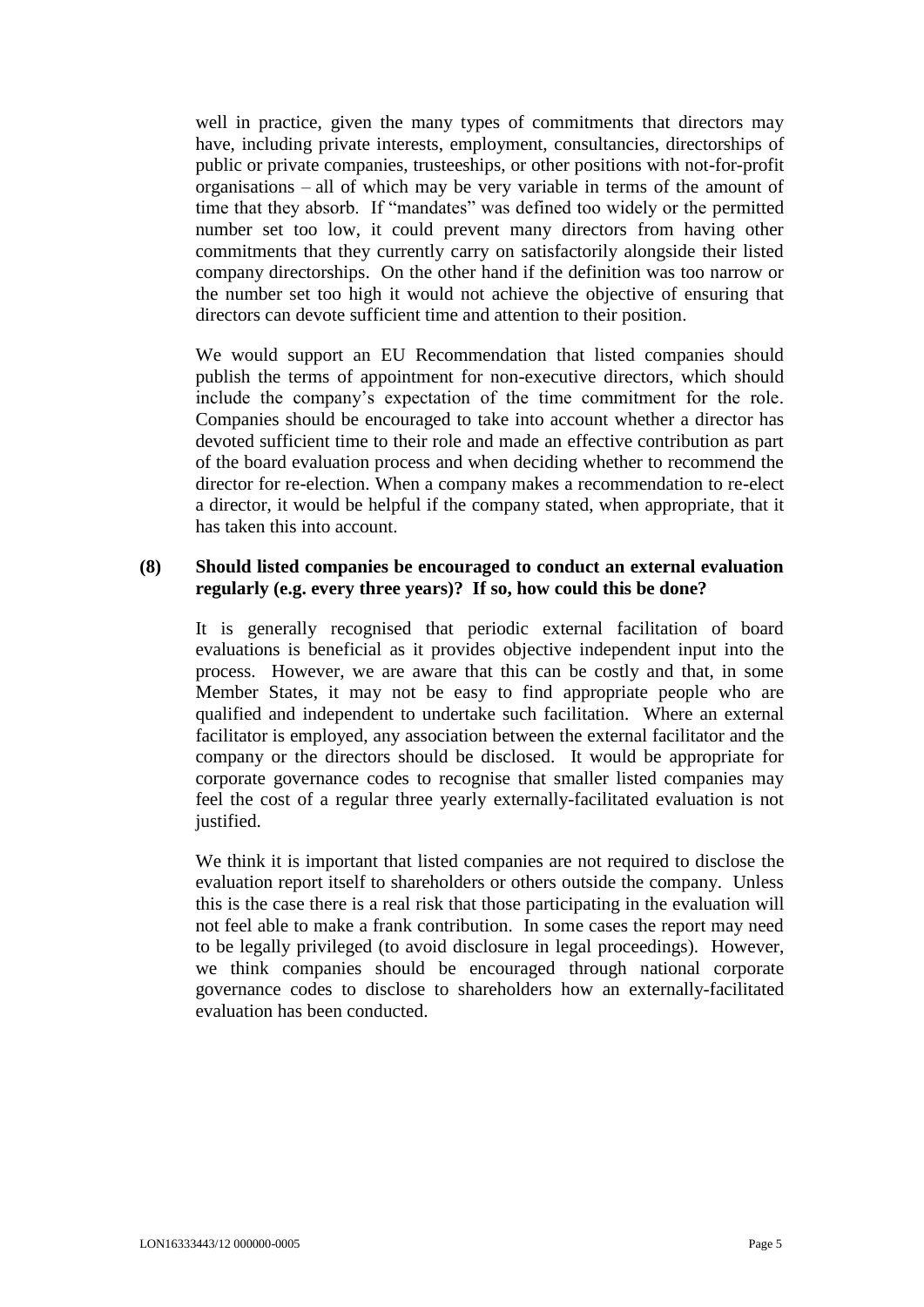well in practice, given the many types of commitments that directors may have, including private interests, employment, consultancies, directorships of public or private companies, trusteeships, or other positions with not-for-profit organisations – all of which may be very variable in terms of the amount of time that they absorb. If "mandates" was defined too widely or the permitted number set too low, it could prevent many directors from having other commitments that they currently carry on satisfactorily alongside their listed company directorships. On the other hand if the definition was too narrow or the number set too high it would not achieve the objective of ensuring that directors can devote sufficient time and attention to their position.

We would support an EU Recommendation that listed companies should publish the terms of appointment for non-executive directors, which should include the company's expectation of the time commitment for the role. Companies should be encouraged to take into account whether a director has devoted sufficient time to their role and made an effective contribution as part of the board evaluation process and when deciding whether to recommend the director for re-election. When a company makes a recommendation to re-elect a director, it would be helpful if the company stated, when appropriate, that it has taken this into account.

**(8) Should listed companies be encouraged to conduct an external evaluation regularly (e.g. every three years)? If so, how could this be done?**

It is generally recognised that periodic external facilitation of board evaluations is beneficial as it provides objective independent input into the process. However, we are aware that this can be costly and that, in some Member States, it may not be easy to find appropriate people who are qualified and independent to undertake such facilitation. Where an external facilitator is employed, any association between the external facilitator and the company or the directors should be disclosed. It would be appropriate for corporate governance codes to recognise that smaller listed companies may feel the cost of a regular three yearly externally-facilitated evaluation is not justified.

We think it is important that listed companies are not required to disclose the evaluation report itself to shareholders or others outside the company. Unless this is the case there is a real risk that those participating in the evaluation will not feel able to make a frank contribution. In some cases the report may need to be legally privileged (to avoid disclosure in legal proceedings). However, we think companies should be encouraged through national corporate governance codes to disclose to shareholders how an externally-facilitated evaluation has been conducted.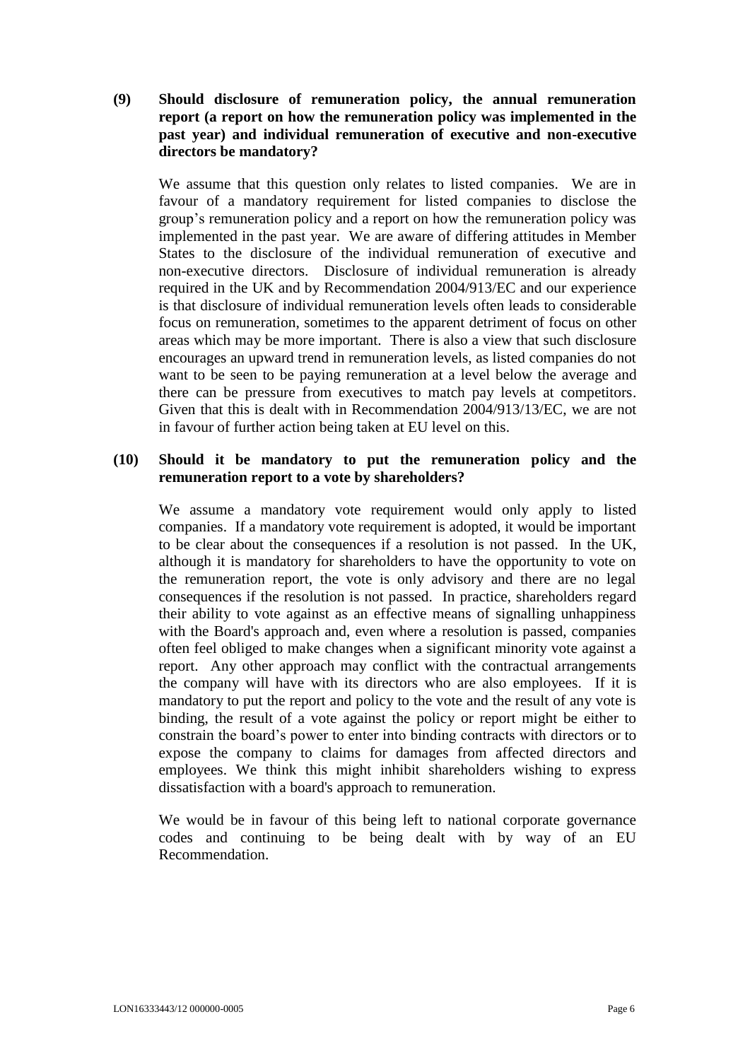**(9) Should disclosure of remuneration policy, the annual remuneration report (a report on how the remuneration policy was implemented in the past year) and individual remuneration of executive and non-executive directors be mandatory?**

We assume that this question only relates to listed companies. We are in favour of a mandatory requirement for listed companies to disclose the group's remuneration policy and a report on how the remuneration policy was implemented in the past year. We are aware of differing attitudes in Member States to the disclosure of the individual remuneration of executive and non-executive directors. Disclosure of individual remuneration is already required in the UK and by Recommendation 2004/913/EC and our experience is that disclosure of individual remuneration levels often leads to considerable focus on remuneration, sometimes to the apparent detriment of focus on other areas which may be more important. There is also a view that such disclosure encourages an upward trend in remuneration levels, as listed companies do not want to be seen to be paying remuneration at a level below the average and there can be pressure from executives to match pay levels at competitors. Given that this is dealt with in Recommendation 2004/913/13/EC, we are not in favour of further action being taken at EU level on this.

**(10) Should it be mandatory to put the remuneration policy and the remuneration report to a vote by shareholders?**

We assume a mandatory vote requirement would only apply to listed companies. If a mandatory vote requirement is adopted, it would be important to be clear about the consequences if a resolution is not passed. In the UK, although it is mandatory for shareholders to have the opportunity to vote on the remuneration report, the vote is only advisory and there are no legal consequences if the resolution is not passed. In practice, shareholders regard their ability to vote against as an effective means of signalling unhappiness with the Board's approach and, even where a resolution is passed, companies often feel obliged to make changes when a significant minority vote against a report. Any other approach may conflict with the contractual arrangements the company will have with its directors who are also employees. If it is mandatory to put the report and policy to the vote and the result of any vote is binding, the result of a vote against the policy or report might be either to constrain the board's power to enter into binding contracts with directors or to expose the company to claims for damages from affected directors and employees. We think this might inhibit shareholders wishing to express dissatisfaction with a board's approach to remuneration.

We would be in favour of this being left to national corporate governance codes and continuing to be being dealt with by way of an EU Recommendation.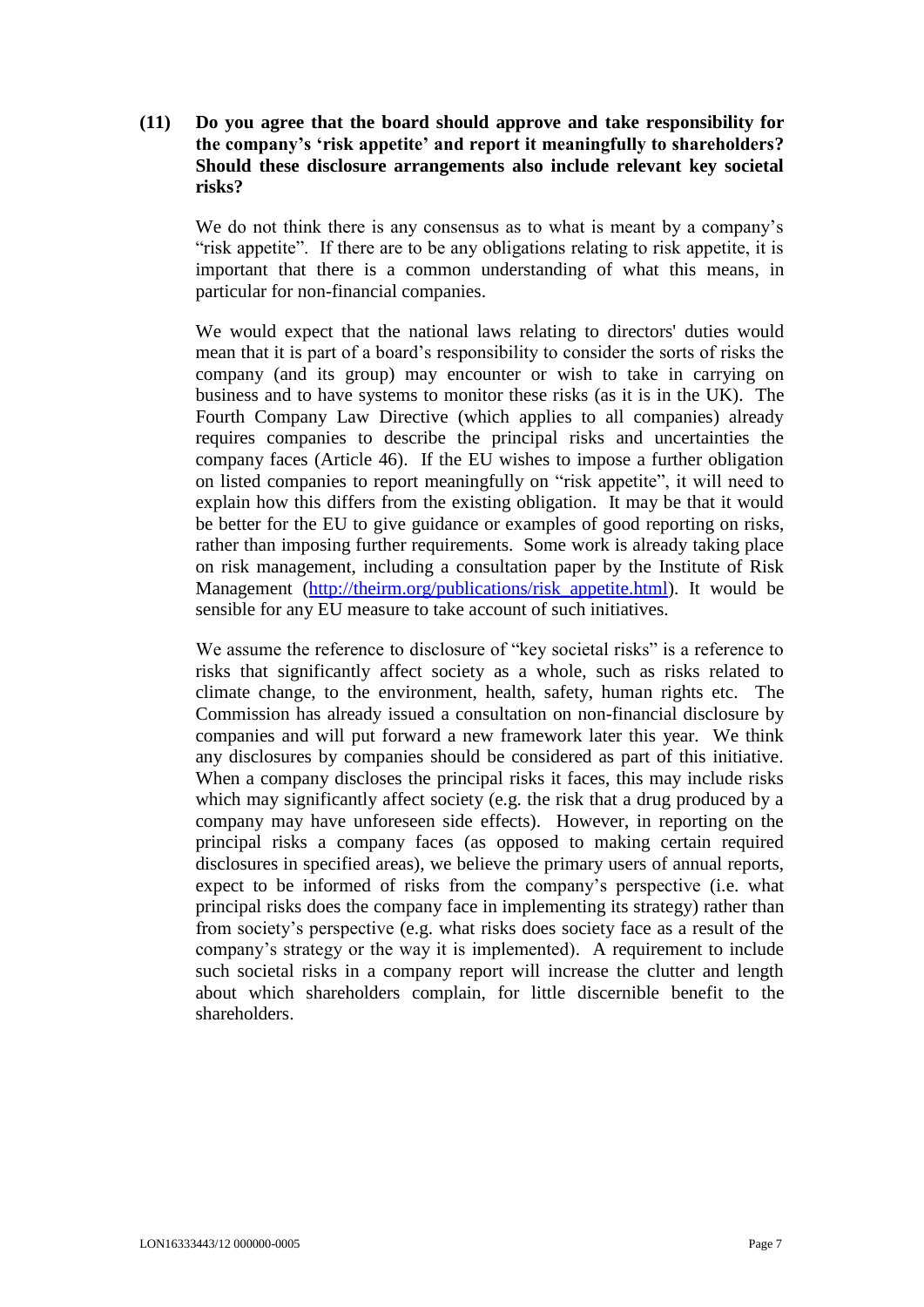**(11) Do you agree that the board should approve and take responsibility for the company's 'risk appetite' and report it meaningfully to shareholders? Should these disclosure arrangements also include relevant key societal risks?**

We do not think there is any consensus as to what is meant by a company's "risk appetite". If there are to be any obligations relating to risk appetite, it is important that there is a common understanding of what this means, in particular for non-financial companies.

We would expect that the national laws relating to directors' duties would mean that it is part of a board's responsibility to consider the sorts of risks the company (and its group) may encounter or wish to take in carrying on business and to have systems to monitor these risks (as it is in the UK). The Fourth Company Law Directive (which applies to all companies) already requires companies to describe the principal risks and uncertainties the company faces (Article 46). If the EU wishes to impose a further obligation on listed companies to report meaningfully on "risk appetite", it will need to explain how this differs from the existing obligation. It may be that it would be better for the EU to give guidance or examples of good reporting on risks, rather than imposing further requirements. Some work is already taking place on risk management, including a consultation paper by the Institute of Risk Management ([http://theirm.org/publications/risk_appetite.html](http://theirm.org/publications/risk_appetite.html)). It would be sensible for any EU measure to take account of such initiatives.

We assume the reference to disclosure of "key societal risks" is a reference to risks that significantly affect society as a whole, such as risks related to climate change, to the environment, health, safety, human rights etc. The Commission has already issued a consultation on non-financial disclosure by companies and will put forward a new framework later this year. We think any disclosures by companies should be considered as part of this initiative. When a company discloses the principal risks it faces, this may include risks which may significantly affect society (e.g. the risk that a drug produced by a company may have unforeseen side effects). However, in reporting on the principal risks a company faces (as opposed to making certain required disclosures in specified areas), we believe the primary users of annual reports, expect to be informed of risks from the company's perspective (i.e. what principal risks does the company face in implementing its strategy) rather than from society's perspective (e.g. what risks does society face as a result of the company's strategy or the way it is implemented). A requirement to include such societal risks in a company report will increase the clutter and length about which shareholders complain, for little discernible benefit to the shareholders.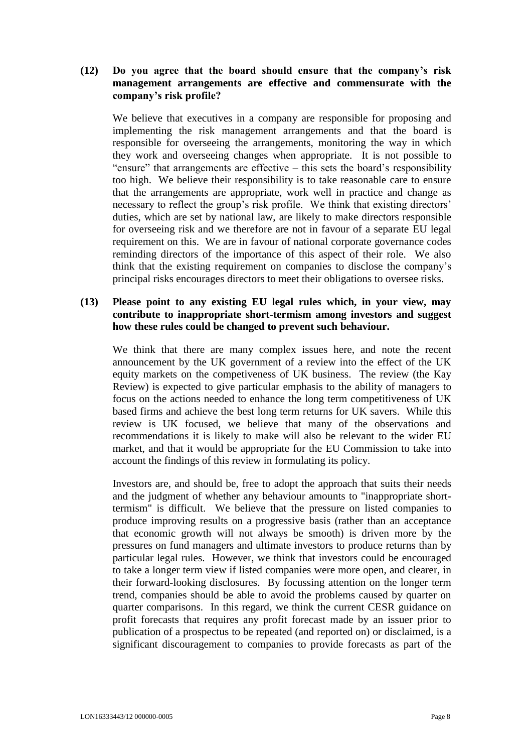**(12) Do you agree that the board should ensure that the company's risk management arrangements are effective and commensurate with the company's risk profile?**

We believe that executives in a company are responsible for proposing and implementing the risk management arrangements and that the board is responsible for overseeing the arrangements, monitoring the way in which they work and overseeing changes when appropriate. It is not possible to "ensure" that arrangements are effective – this sets the board's responsibility too high. We believe their responsibility is to take reasonable care to ensure that the arrangements are appropriate, work well in practice and change as necessary to reflect the group's risk profile. We think that existing directors' duties, which are set by national law, are likely to make directors responsible for overseeing risk and we therefore are not in favour of a separate EU legal requirement on this. We are in favour of national corporate governance codes reminding directors of the importance of this aspect of their role. We also think that the existing requirement on companies to disclose the company's principal risks encourages directors to meet their obligations to oversee risks.

**(13) Please point to any existing EU legal rules which, in your view, may contribute to inappropriate short-termism among investors and suggest how these rules could be changed to prevent such behaviour.**

We think that there are many complex issues here, and note the recent announcement by the UK government of a review into the effect of the UK equity markets on the competiveness of UK business. The review (the Kay Review) is expected to give particular emphasis to the ability of managers to focus on the actions needed to enhance the long term competitiveness of UK based firms and achieve the best long term returns for UK savers. While this review is UK focused, we believe that many of the observations and recommendations it is likely to make will also be relevant to the wider EU market, and that it would be appropriate for the EU Commission to take into account the findings of this review in formulating its policy.

Investors are, and should be, free to adopt the approach that suits their needs and the judgment of whether any behaviour amounts to "inappropriate short-termism" is difficult. We believe that the pressure on listed companies to produce improving results on a progressive basis (rather than an acceptance that economic growth will not always be smooth) is driven more by the pressures on fund managers and ultimate investors to produce returns than by particular legal rules. However, we think that investors could be encouraged to take a longer term view if listed companies were more open, and clearer, in their forward-looking disclosures. By focussing attention on the longer term trend, companies should be able to avoid the problems caused by quarter on quarter comparisons. In this regard, we think the current CESR guidance on profit forecasts that requires any profit forecast made by an issuer prior to publication of a prospectus to be repeated (and reported on) or disclaimed, is a significant discouragement to companies to provide forecasts as part of the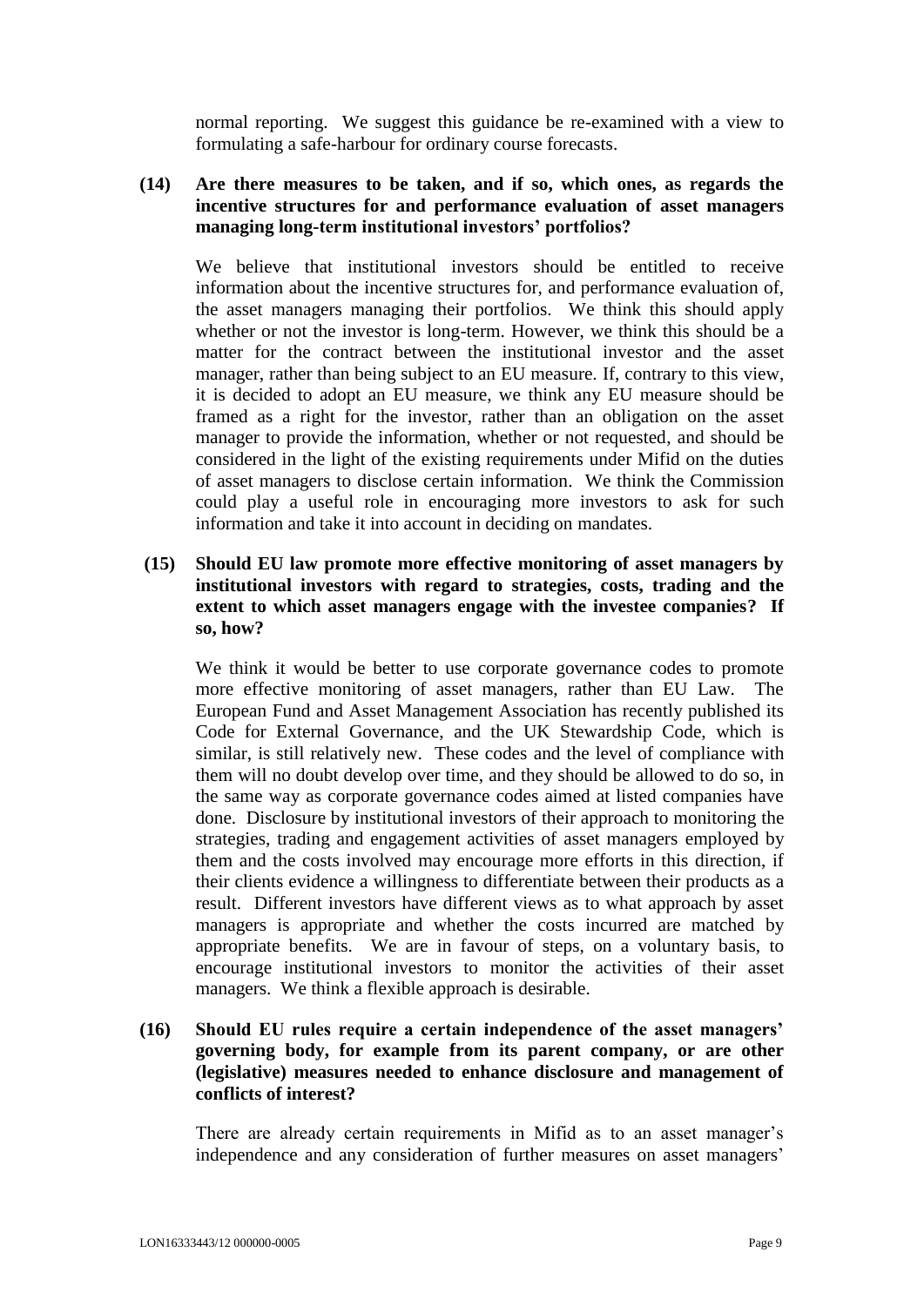normal reporting. We suggest this guidance be re-examined with a view to formulating a safe-harbour for ordinary course forecasts.

**(14) Are there measures to be taken, and if so, which ones, as regards the incentive structures for and performance evaluation of asset managers managing long-term institutional investors' portfolios?**

We believe that institutional investors should be entitled to receive information about the incentive structures for, and performance evaluation of, the asset managers managing their portfolios. We think this should apply whether or not the investor is long-term. However, we think this should be a matter for the contract between the institutional investor and the asset manager, rather than being subject to an EU measure. If, contrary to this view, it is decided to adopt an EU measure, we think any EU measure should be framed as a right for the investor, rather than an obligation on the asset manager to provide the information, whether or not requested, and should be considered in the light of the existing requirements under Mifid on the duties of asset managers to disclose certain information. We think the Commission could play a useful role in encouraging more investors to ask for such information and take it into account in deciding on mandates.

**(15) Should EU law promote more effective monitoring of asset managers by institutional investors with regard to strategies, costs, trading and the extent to which asset managers engage with the investee companies? If so, how?**

We think it would be better to use corporate governance codes to promote more effective monitoring of asset managers, rather than EU Law. The European Fund and Asset Management Association has recently published its Code for External Governance, and the UK Stewardship Code, which is similar, is still relatively new. These codes and the level of compliance with them will no doubt develop over time, and they should be allowed to do so, in the same way as corporate governance codes aimed at listed companies have done. Disclosure by institutional investors of their approach to monitoring the strategies, trading and engagement activities of asset managers employed by them and the costs involved may encourage more efforts in this direction, if their clients evidence a willingness to differentiate between their products as a result. Different investors have different views as to what approach by asset managers is appropriate and whether the costs incurred are matched by appropriate benefits. We are in favour of steps, on a voluntary basis, to encourage institutional investors to monitor the activities of their asset managers. We think a flexible approach is desirable.

**(16) Should EU rules require a certain independence of the asset managers' governing body, for example from its parent company, or are other (legislative) measures needed to enhance disclosure and management of conflicts of interest?**

There are already certain requirements in Mifid as to an asset manager's independence and any consideration of further measures on asset managers'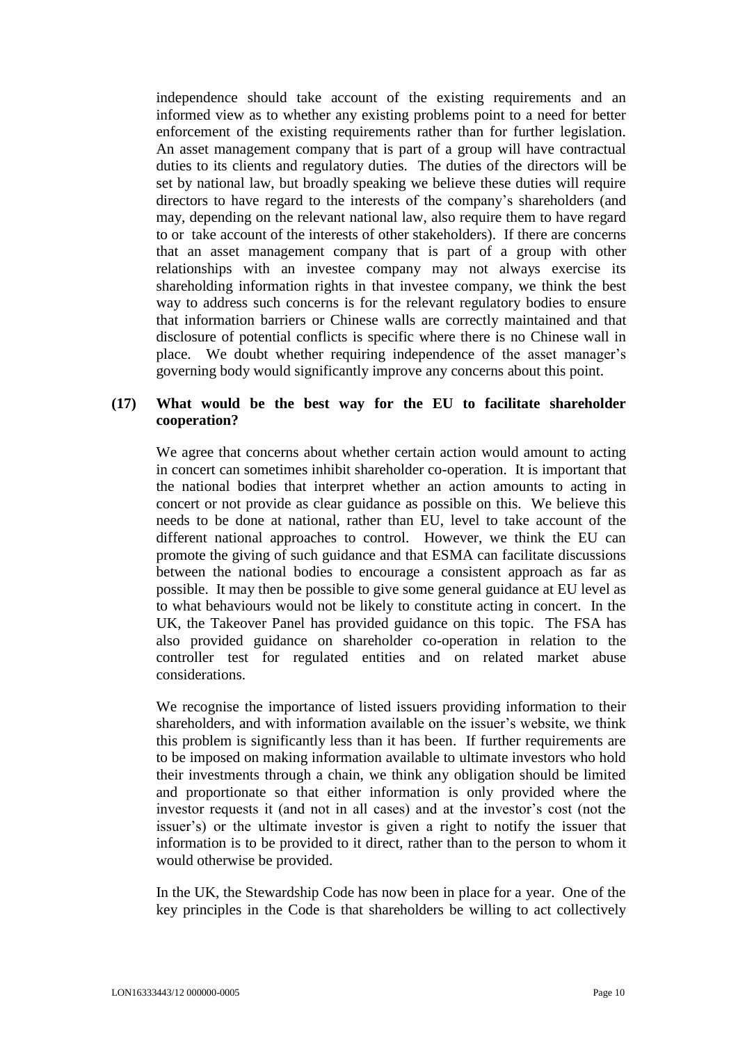independence should take account of the existing requirements and an informed view as to whether any existing problems point to a need for better enforcement of the existing requirements rather than for further legislation. An asset management company that is part of a group will have contractual duties to its clients and regulatory duties. The duties of the directors will be set by national law, but broadly speaking we believe these duties will require directors to have regard to the interests of the company's shareholders (and may, depending on the relevant national law, also require them to have regard to or take account of the interests of other stakeholders). If there are concerns that an asset management company that is part of a group with other relationships with an investee company may not always exercise its shareholding information rights in that investee company, we think the best way to address such concerns is for the relevant regulatory bodies to ensure that information barriers or Chinese walls are correctly maintained and that disclosure of potential conflicts is specific where there is no Chinese wall in place. We doubt whether requiring independence of the asset manager's governing body would significantly improve any concerns about this point.

**(17) What would be the best way for the EU to facilitate shareholder cooperation?**

We agree that concerns about whether certain action would amount to acting in concert can sometimes inhibit shareholder co-operation. It is important that the national bodies that interpret whether an action amounts to acting in concert or not provide as clear guidance as possible on this. We believe this needs to be done at national, rather than EU, level to take account of the different national approaches to control. However, we think the EU can promote the giving of such guidance and that ESMA can facilitate discussions between the national bodies to encourage a consistent approach as far as possible. It may then be possible to give some general guidance at EU level as to what behaviours would not be likely to constitute acting in concert. In the UK, the Takeover Panel has provided guidance on this topic. The FSA has also provided guidance on shareholder co-operation in relation to the controller test for regulated entities and on related market abuse considerations.

We recognise the importance of listed issuers providing information to their shareholders, and with information available on the issuer's website, we think this problem is significantly less than it has been. If further requirements are to be imposed on making information available to ultimate investors who hold their investments through a chain, we think any obligation should be limited and proportionate so that either information is only provided where the investor requests it (and not in all cases) and at the investor's cost (not the issuer's) or the ultimate investor is given a right to notify the issuer that information is to be provided to it direct, rather than to the person to whom it would otherwise be provided.

In the UK, the Stewardship Code has now been in place for a year. One of the key principles in the Code is that shareholders be willing to act collectively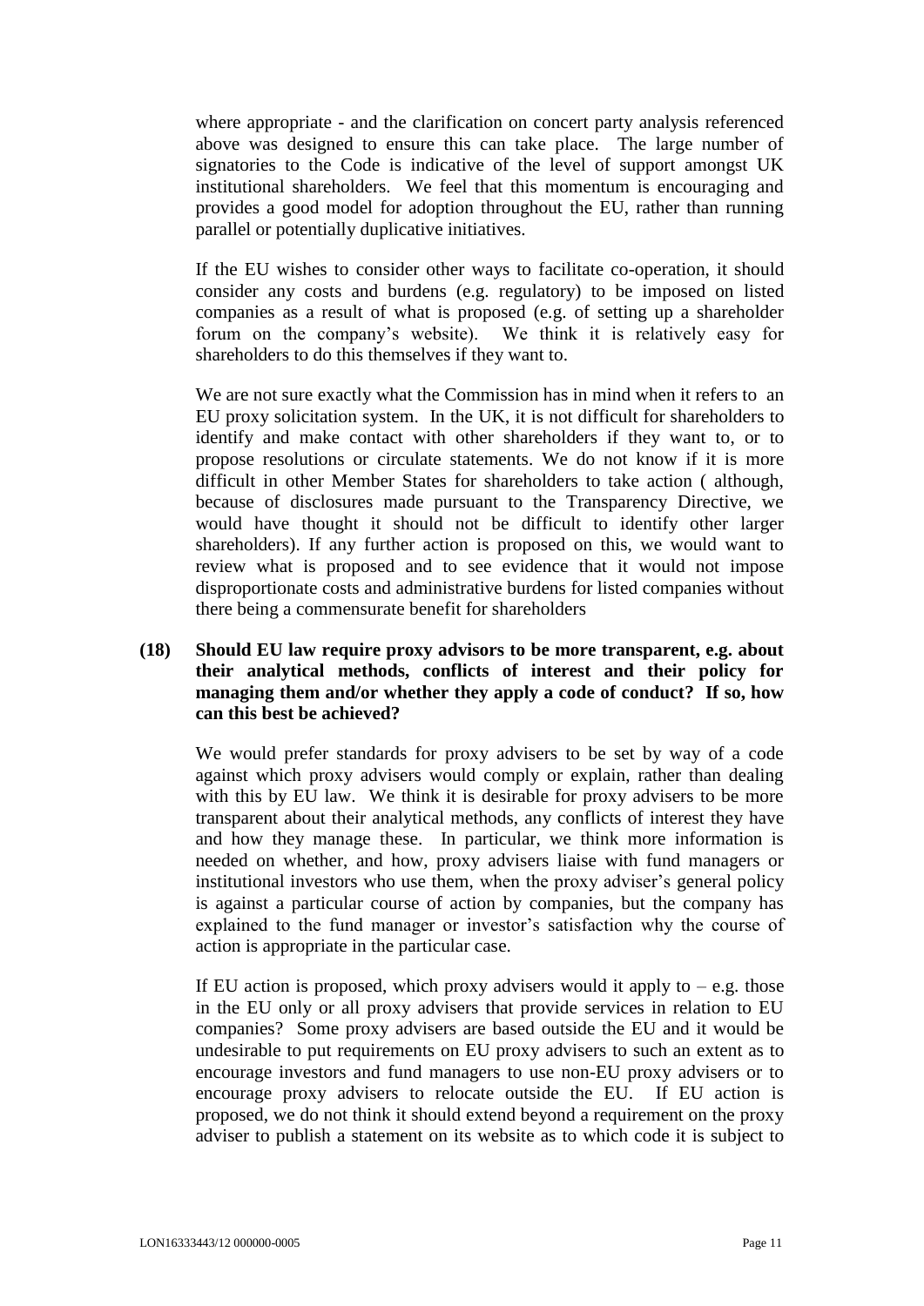where appropriate - and the clarification on concert party analysis referenced above was designed to ensure this can take place. The large number of signatories to the Code is indicative of the level of support amongst UK institutional shareholders. We feel that this momentum is encouraging and provides a good model for adoption throughout the EU, rather than running parallel or potentially duplicative initiatives.

If the EU wishes to consider other ways to facilitate co-operation, it should consider any costs and burdens (e.g. regulatory) to be imposed on listed companies as a result of what is proposed (e.g. of setting up a shareholder forum on the company's website). We think it is relatively easy for shareholders to do this themselves if they want to.

We are not sure exactly what the Commission has in mind when it refers to an EU proxy solicitation system. In the UK, it is not difficult for shareholders to identify and make contact with other shareholders if they want to, or to propose resolutions or circulate statements. We do not know if it is more difficult in other Member States for shareholders to take action ( although, because of disclosures made pursuant to the Transparency Directive, we would have thought it should not be difficult to identify other larger shareholders). If any further action is proposed on this, we would want to review what is proposed and to see evidence that it would not impose disproportionate costs and administrative burdens for listed companies without there being a commensurate benefit for shareholders

**(18) Should EU law require proxy advisors to be more transparent, e.g. about their analytical methods, conflicts of interest and their policy for managing them and/or whether they apply a code of conduct? If so, how can this best be achieved?**

We would prefer standards for proxy advisers to be set by way of a code against which proxy advisers would comply or explain, rather than dealing with this by EU law. We think it is desirable for proxy advisers to be more transparent about their analytical methods, any conflicts of interest they have and how they manage these. In particular, we think more information is needed on whether, and how, proxy advisers liaise with fund managers or institutional investors who use them, when the proxy adviser's general policy is against a particular course of action by companies, but the company has explained to the fund manager or investor's satisfaction why the course of action is appropriate in the particular case.

If EU action is proposed, which proxy advisers would it apply to – e.g. those in the EU only or all proxy advisers that provide services in relation to EU companies? Some proxy advisers are based outside the EU and it would be undesirable to put requirements on EU proxy advisers to such an extent as to encourage investors and fund managers to use non-EU proxy advisers or to encourage proxy advisers to relocate outside the EU. If EU action is proposed, we do not think it should extend beyond a requirement on the proxy adviser to publish a statement on its website as to which code it is subject to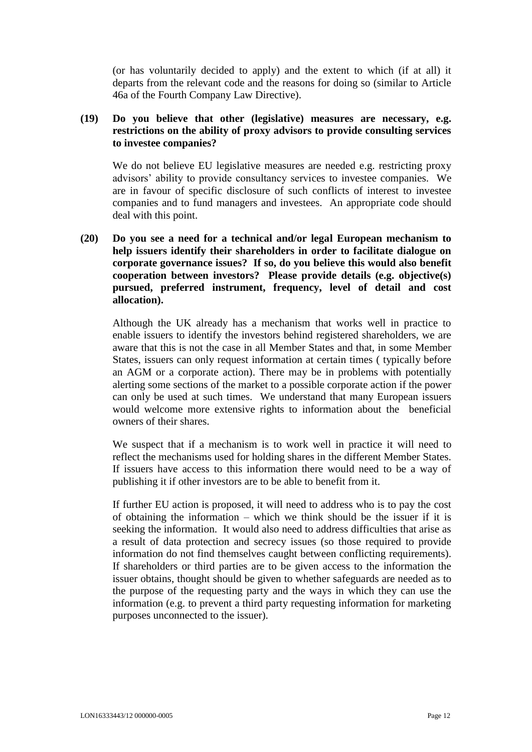(or has voluntarily decided to apply) and the extent to which (if at all) it departs from the relevant code and the reasons for doing so (similar to Article 46a of the Fourth Company Law Directive).

**(19) Do you believe that other (legislative) measures are necessary, e.g. restrictions on the ability of proxy advisors to provide consulting services to investee companies?**

We do not believe EU legislative measures are needed e.g. restricting proxy advisors' ability to provide consultancy services to investee companies. We are in favour of specific disclosure of such conflicts of interest to investee companies and to fund managers and investees. An appropriate code should deal with this point.

**(20) Do you see a need for a technical and/or legal European mechanism to help issuers identify their shareholders in order to facilitate dialogue on corporate governance issues? If so, do you believe this would also benefit cooperation between investors? Please provide details (e.g. objective(s) pursued, preferred instrument, frequency, level of detail and cost allocation).**

Although the UK already has a mechanism that works well in practice to enable issuers to identify the investors behind registered shareholders, we are aware that this is not the case in all Member States and that, in some Member States, issuers can only request information at certain times ( typically before an AGM or a corporate action). There may be in problems with potentially alerting some sections of the market to a possible corporate action if the power can only be used at such times. We understand that many European issuers would welcome more extensive rights to information about the beneficial owners of their shares.

We suspect that if a mechanism is to work well in practice it will need to reflect the mechanisms used for holding shares in the different Member States. If issuers have access to this information there would need to be a way of publishing it if other investors are to be able to benefit from it.

If further EU action is proposed, it will need to address who is to pay the cost of obtaining the information – which we think should be the issuer if it is seeking the information. It would also need to address difficulties that arise as a result of data protection and secrecy issues (so those required to provide information do not find themselves caught between conflicting requirements). If shareholders or third parties are to be given access to the information the issuer obtains, thought should be given to whether safeguards are needed as to the purpose of the requesting party and the ways in which they can use the information (e.g. to prevent a third party requesting information for marketing purposes unconnected to the issuer).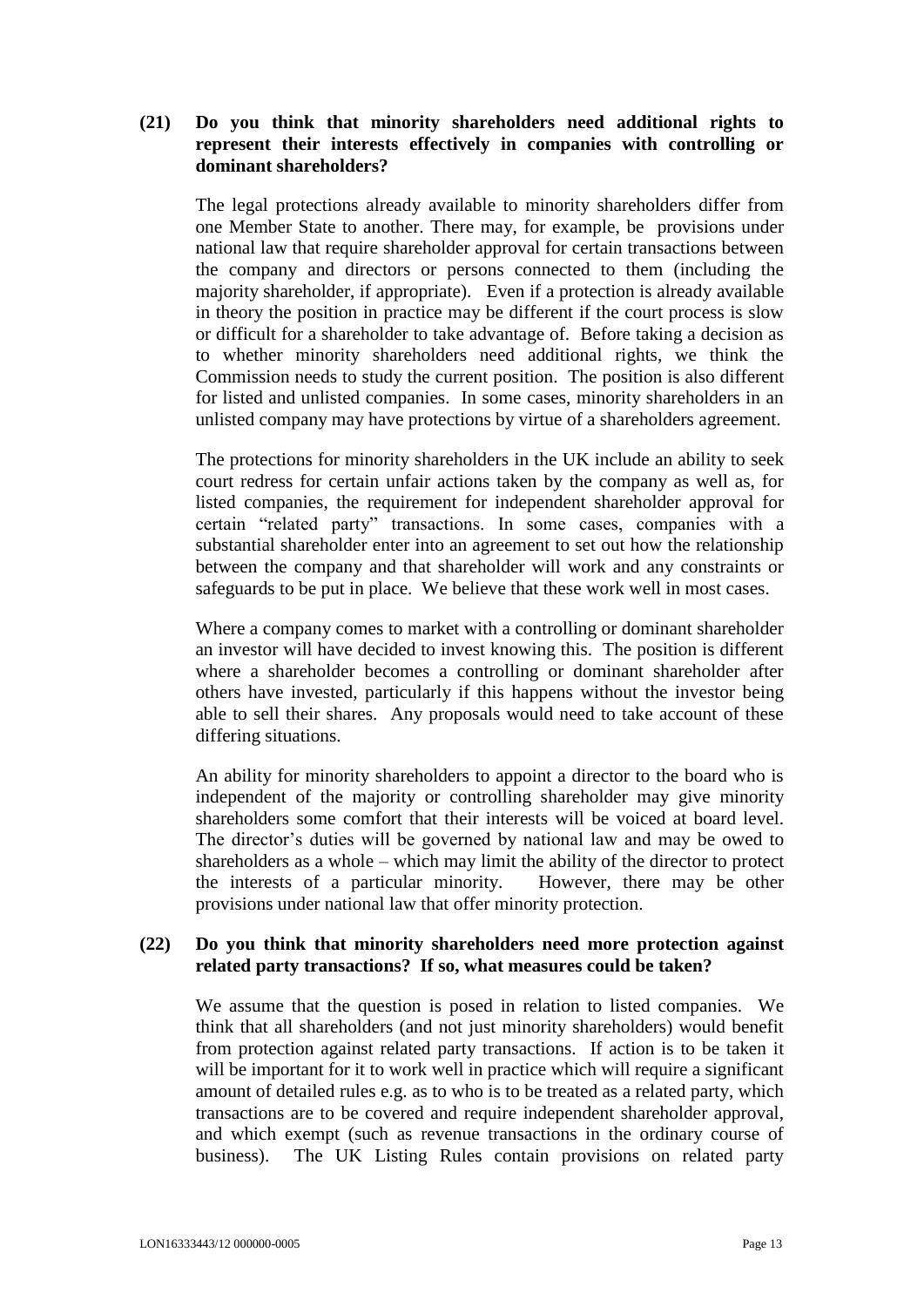**(21) Do you think that minority shareholders need additional rights to represent their interests effectively in companies with controlling or dominant shareholders?**

The legal protections already available to minority shareholders differ from one Member State to another. There may, for example, be provisions under national law that require shareholder approval for certain transactions between the company and directors or persons connected to them (including the majority shareholder, if appropriate). Even if a protection is already available in theory the position in practice may be different if the court process is slow or difficult for a shareholder to take advantage of. Before taking a decision as to whether minority shareholders need additional rights, we think the Commission needs to study the current position. The position is also different for listed and unlisted companies. In some cases, minority shareholders in an unlisted company may have protections by virtue of a shareholders agreement.

The protections for minority shareholders in the UK include an ability to seek court redress for certain unfair actions taken by the company as well as, for listed companies, the requirement for independent shareholder approval for certain "related party" transactions. In some cases, companies with a substantial shareholder enter into an agreement to set out how the relationship between the company and that shareholder will work and any constraints or safeguards to be put in place. We believe that these work well in most cases.

Where a company comes to market with a controlling or dominant shareholder an investor will have decided to invest knowing this. The position is different where a shareholder becomes a controlling or dominant shareholder after others have invested, particularly if this happens without the investor being able to sell their shares. Any proposals would need to take account of these differing situations.

An ability for minority shareholders to appoint a director to the board who is independent of the majority or controlling shareholder may give minority shareholders some comfort that their interests will be voiced at board level. The director's duties will be governed by national law and may be owed to shareholders as a whole – which may limit the ability of the director to protect the interests of a particular minority. However, there may be other provisions under national law that offer minority protection.

**(22) Do you think that minority shareholders need more protection against related party transactions? If so, what measures could be taken?**

We assume that the question is posed in relation to listed companies. We think that all shareholders (and not just minority shareholders) would benefit from protection against related party transactions. If action is to be taken it will be important for it to work well in practice which will require a significant amount of detailed rules e.g. as to who is to be treated as a related party, which transactions are to be covered and require independent shareholder approval, and which exempt (such as revenue transactions in the ordinary course of business). The UK Listing Rules contain provisions on related party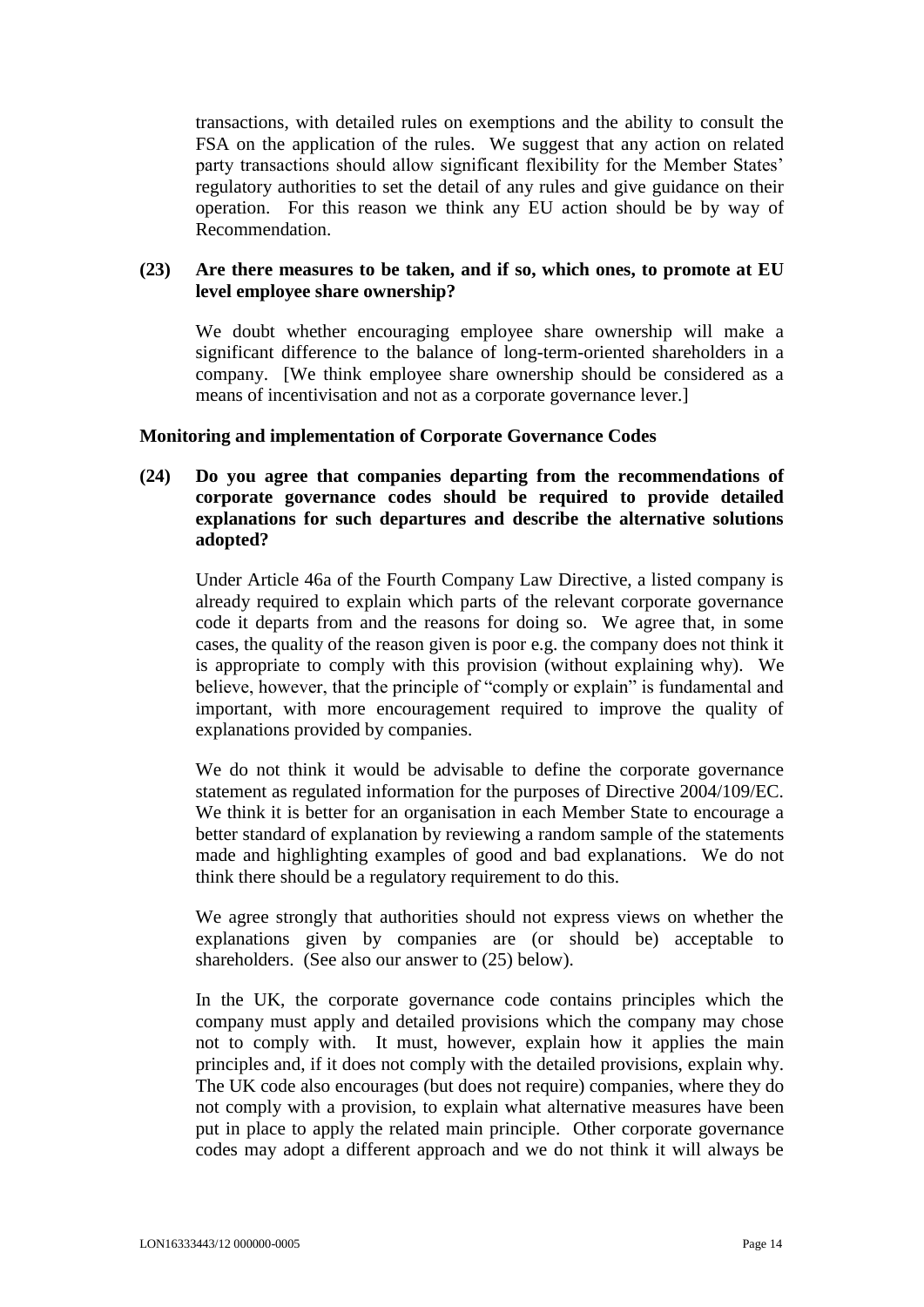transactions, with detailed rules on exemptions and the ability to consult the FSA on the application of the rules. We suggest that any action on related party transactions should allow significant flexibility for the Member States' regulatory authorities to set the detail of any rules and give guidance on their operation. For this reason we think any EU action should be by way of Recommendation.

**(23) Are there measures to be taken, and if so, which ones, to promote at EU level employee share ownership?**

We doubt whether encouraging employee share ownership will make a significant difference to the balance of long-term-oriented shareholders in a company. [We think employee share ownership should be considered as a means of incentivisation and not as a corporate governance lever.]

**Monitoring and implementation of Corporate Governance Codes**

**(24) Do you agree that companies departing from the recommendations of corporate governance codes should be required to provide detailed explanations for such departures and describe the alternative solutions adopted?**

Under Article 46a of the Fourth Company Law Directive, a listed company is already required to explain which parts of the relevant corporate governance code it departs from and the reasons for doing so. We agree that, in some cases, the quality of the reason given is poor e.g. the company does not think it is appropriate to comply with this provision (without explaining why). We believe, however, that the principle of "comply or explain" is fundamental and important, with more encouragement required to improve the quality of explanations provided by companies.

We do not think it would be advisable to define the corporate governance statement as regulated information for the purposes of Directive 2004/109/EC. We think it is better for an organisation in each Member State to encourage a better standard of explanation by reviewing a random sample of the statements made and highlighting examples of good and bad explanations. We do not think there should be a regulatory requirement to do this.

We agree strongly that authorities should not express views on whether the explanations given by companies are (or should be) acceptable to shareholders. (See also our answer to (25) below).

In the UK, the corporate governance code contains principles which the company must apply and detailed provisions which the company may chose not to comply with. It must, however, explain how it applies the main principles and, if it does not comply with the detailed provisions, explain why. The UK code also encourages (but does not require) companies, where they do not comply with a provision, to explain what alternative measures have been put in place to apply the related main principle. Other corporate governance codes may adopt a different approach and we do not think it will always be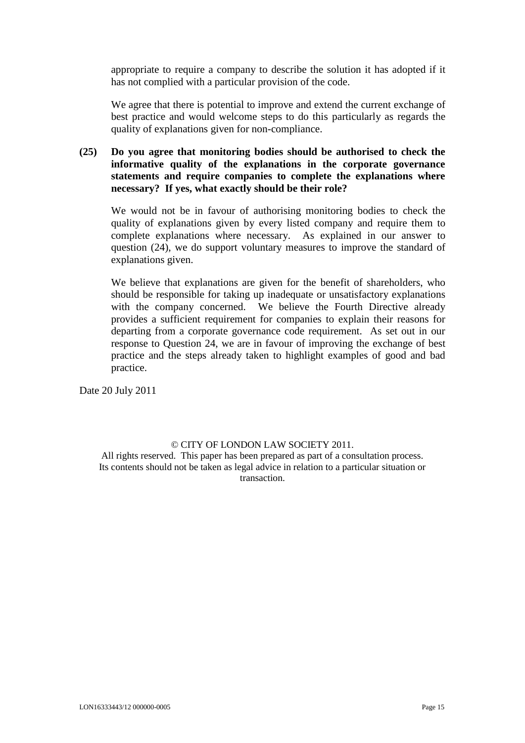appropriate to require a company to describe the solution it has adopted if it has not complied with a particular provision of the code.

We agree that there is potential to improve and extend the current exchange of best practice and would welcome steps to do this particularly as regards the quality of explanations given for non-compliance.

**(25) Do you agree that monitoring bodies should be authorised to check the informative quality of the explanations in the corporate governance statements and require companies to complete the explanations where necessary? If yes, what exactly should be their role?**

We would not be in favour of authorising monitoring bodies to check the quality of explanations given by every listed company and require them to complete explanations where necessary. As explained in our answer to question (24), we do support voluntary measures to improve the standard of explanations given.

We believe that explanations are given for the benefit of shareholders, who should be responsible for taking up inadequate or unsatisfactory explanations with the company concerned. We believe the Fourth Directive already provides a sufficient requirement for companies to explain their reasons for departing from a corporate governance code requirement. As set out in our response to Question 24, we are in favour of improving the exchange of best practice and the steps already taken to highlight examples of good and bad practice.

Date 20 July 2011

© CITY OF LONDON LAW SOCIETY 2011.
All rights reserved. This paper has been prepared as part of a consultation process. Its contents should not be taken as legal advice in relation to a particular situation or transaction.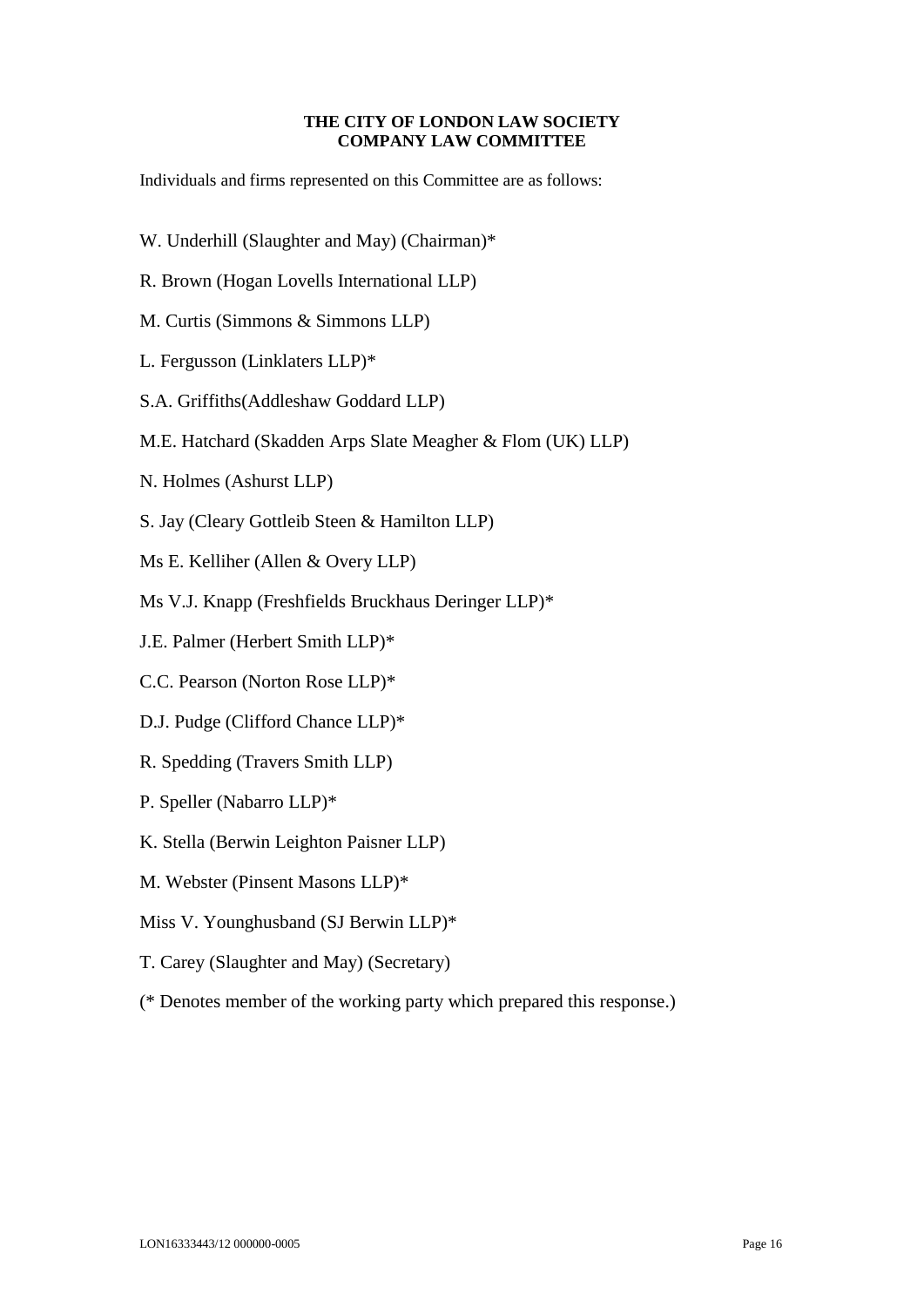**THE CITY OF LONDON LAW SOCIETY**
**COMPANY LAW COMMITTEE**

Individuals and firms represented on this Committee are as follows:

W. Underhill (Slaughter and May) (Chairman)*

R. Brown (Hogan Lovells International LLP)

M. Curtis (Simmons & Simmons LLP)

L. Fergusson (Linklaters LLP)*

S.A. Griffiths(Addleshaw Goddard LLP)

M.E. Hatchard (Skadden Arps Slate Meagher & Flom (UK) LLP)

N. Holmes (Ashurst LLP)

S. Jay (Cleary Gottleib Steen & Hamilton LLP)

Ms E. Kelliher (Allen & Overy LLP)

Ms V.J. Knapp (Freshfields Bruckhaus Deringer LLP)*

J.E. Palmer (Herbert Smith LLP)*

C.C. Pearson (Norton Rose LLP)*

D.J. Pudge (Clifford Chance LLP)*

R. Spedding (Travers Smith LLP)

P. Speller (Nabarro LLP)*

K. Stella (Berwin Leighton Paisner LLP)

M. Webster (Pinsent Masons LLP)*

Miss V. Younghusband (SJ Berwin LLP)*

T. Carey (Slaughter and May) (Secretary)

(* Denotes member of the working party which prepared this response.)